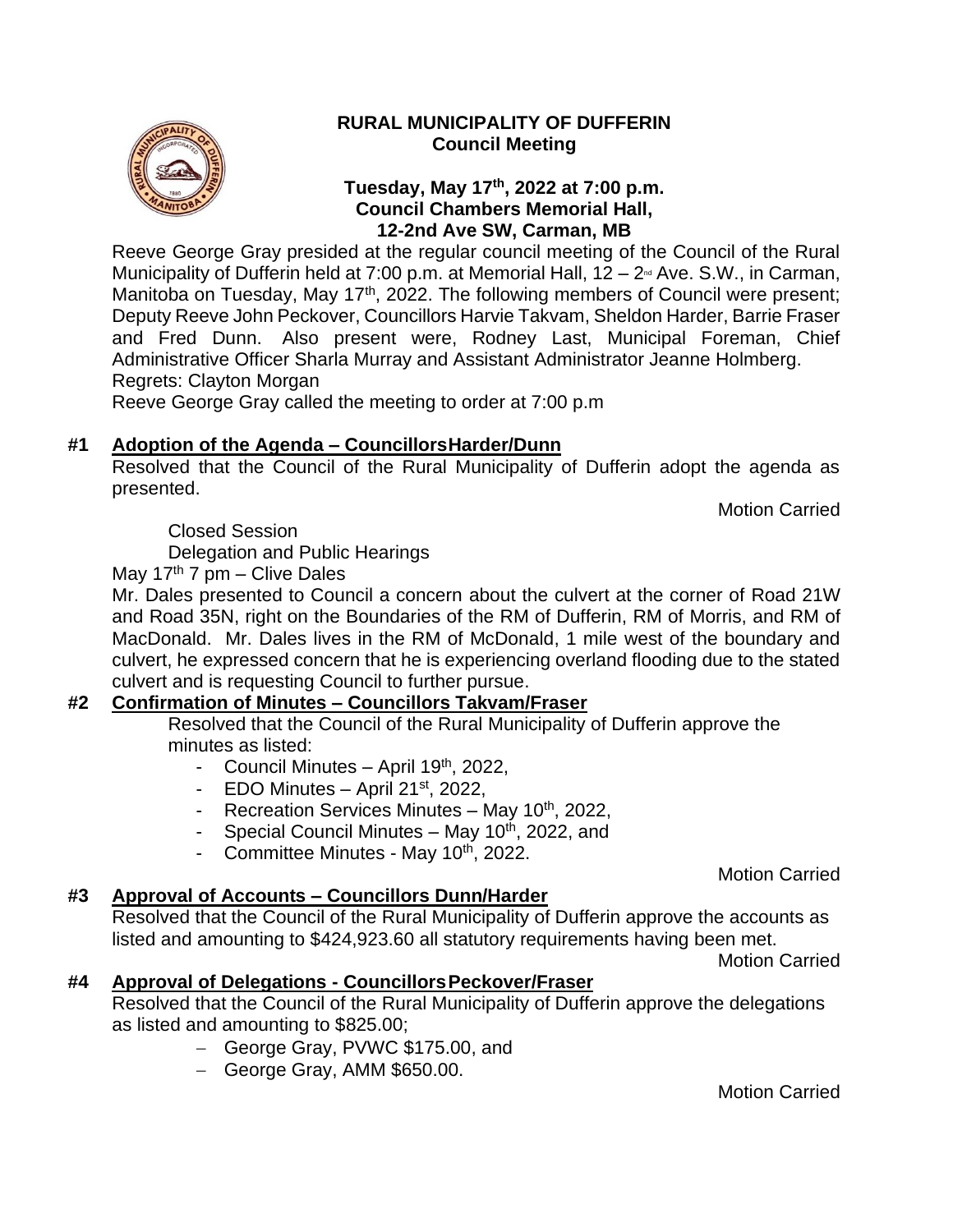# RURAL MUNICIPALITY OF DUFFERIN
## Council Meeting

### Tuesday, May 17th, 2022 at 7:00 p.m.
### Council Chambers Memorial Hall, 12-2nd Ave SW, Carman, MB

Reeve George Gray presided at the regular council meeting of the Council of the Rural Municipality of Dufferin held at 7:00 p.m. at Memorial Hall, 12 – 2nd Ave. S.W., in Carman, Manitoba on Tuesday, May 17th, 2022. The following members of Council were present; Deputy Reeve John Peckover, Councillors Harvie Takvam, Sheldon Harder, Barrie Fraser and Fred Dunn. Also present were, Rodney Last, Municipal Foreman, Chief Administrative Officer Sharla Murray and Assistant Administrator Jeanne Holmberg.
Regrets: Clayton Morgan
Reeve George Gray called the meeting to order at 7:00 p.m

**#1 Adoption of the Agenda – Councillors Harder/Dunn**

Resolved that the Council of the Rural Municipality of Dufferin adopt the agenda as presented.

Motion Carried

Closed Session
Delegation and Public Hearings
May 17th 7 pm – Clive Dales
Mr. Dales presented to Council a concern about the culvert at the corner of Road 21W and Road 35N, right on the Boundaries of the RM of Dufferin, RM of Morris, and RM of MacDonald. Mr. Dales lives in the RM of McDonald, 1 mile west of the boundary and culvert, he expressed concern that he is experiencing overland flooding due to the stated culvert and is requesting Council to further pursue.

**#2 Confirmation of Minutes – Councillors Takvam/Fraser**

Resolved that the Council of the Rural Municipality of Dufferin approve the minutes as listed:

- Council Minutes – April 19th, 2022,
- EDO Minutes – April 21st, 2022,
- Recreation Services Minutes – May 10th, 2022,
- Special Council Minutes – May 10th, 2022, and
- Committee Minutes - May 10th, 2022.

Motion Carried

**#3 Approval of Accounts – Councillors Dunn/Harder**

Resolved that the Council of the Rural Municipality of Dufferin approve the accounts as listed and amounting to $424,923.60 all statutory requirements having been met.

Motion Carried

**#4 Approval of Delegations - Councillors Peckover/Fraser**

Resolved that the Council of the Rural Municipality of Dufferin approve the delegations as listed and amounting to $825.00;

- George Gray, PVWC $175.00, and
- George Gray, AMM $650.00.

Motion Carried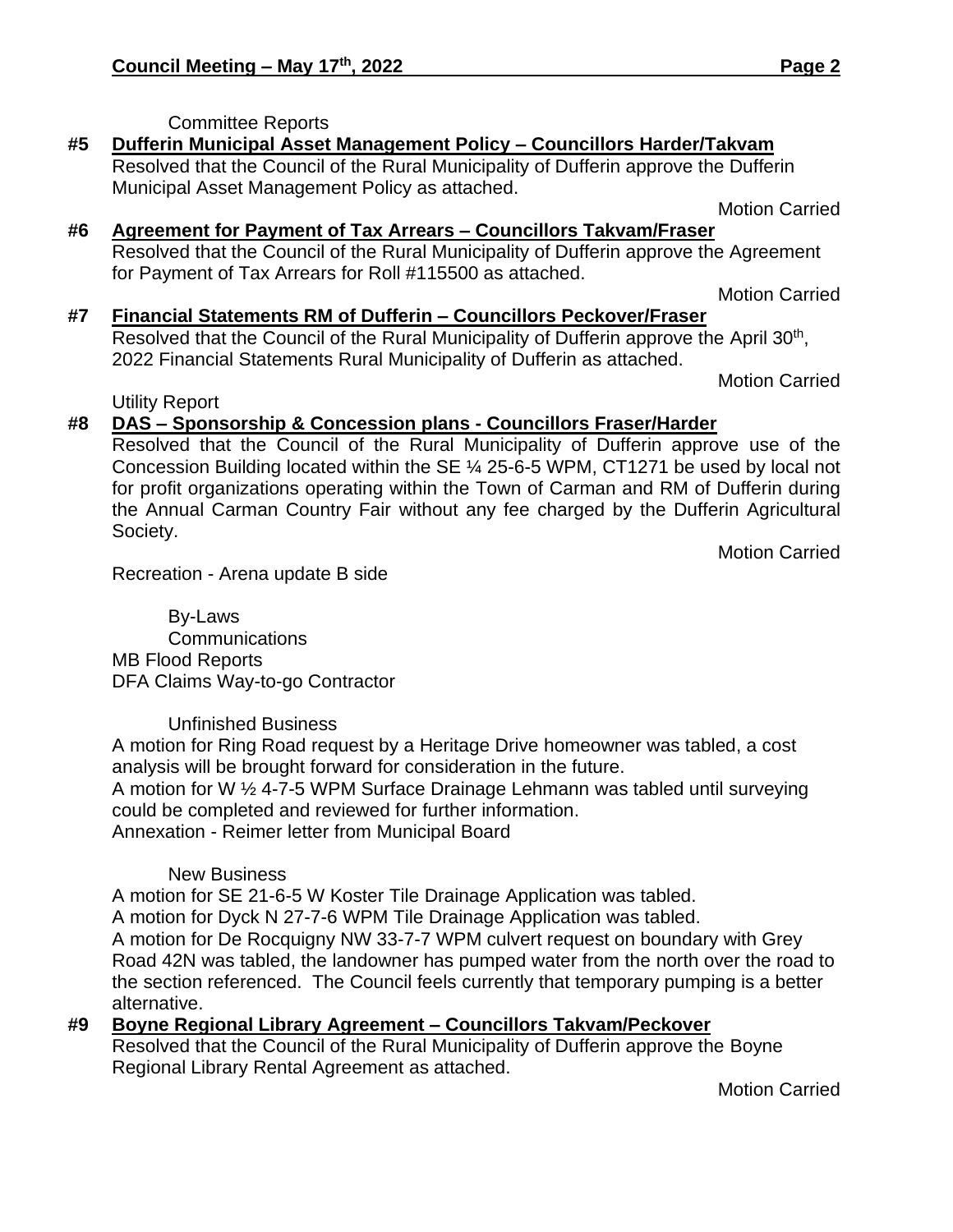Committee Reports

**#5 Dufferin Municipal Asset Management Policy – Councillors Harder/Takvam**

Resolved that the Council of the Rural Municipality of Dufferin approve the Dufferin Municipal Asset Management Policy as attached.

Motion Carried

**#6 Agreement for Payment of Tax Arrears – Councillors Takvam/Fraser**

Resolved that the Council of the Rural Municipality of Dufferin approve the Agreement for Payment of Tax Arrears for Roll #115500 as attached.

Motion Carried

**#7 Financial Statements RM of Dufferin – Councillors Peckover/Fraser**

Resolved that the Council of the Rural Municipality of Dufferin approve the April 30th, 2022 Financial Statements Rural Municipality of Dufferin as attached.

Motion Carried

Utility Report

**#8 DAS – Sponsorship & Concession plans - Councillors Fraser/Harder**

Resolved that the Council of the Rural Municipality of Dufferin approve use of the Concession Building located within the SE ¼ 25-6-5 WPM, CT1271 be used by local not for profit organizations operating within the Town of Carman and RM of Dufferin during the Annual Carman Country Fair without any fee charged by the Dufferin Agricultural Society.

Motion Carried

Recreation - Arena update B side

By-Laws

Communications

MB Flood Reports

DFA Claims Way-to-go Contractor

Unfinished Business

A motion for Ring Road request by a Heritage Drive homeowner was tabled, a cost analysis will be brought forward for consideration in the future.

A motion for W ½ 4-7-5 WPM Surface Drainage Lehmann was tabled until surveying could be completed and reviewed for further information.

Annexation - Reimer letter from Municipal Board

New Business

A motion for SE 21-6-5 W Koster Tile Drainage Application was tabled.

A motion for Dyck N 27-7-6 WPM Tile Drainage Application was tabled.

A motion for De Rocquigny NW 33-7-7 WPM culvert request on boundary with Grey Road 42N was tabled, the landowner has pumped water from the north over the road to the section referenced. The Council feels currently that temporary pumping is a better alternative.

**#9 Boyne Regional Library Agreement – Councillors Takvam/Peckover**

Resolved that the Council of the Rural Municipality of Dufferin approve the Boyne Regional Library Rental Agreement as attached.

Motion Carried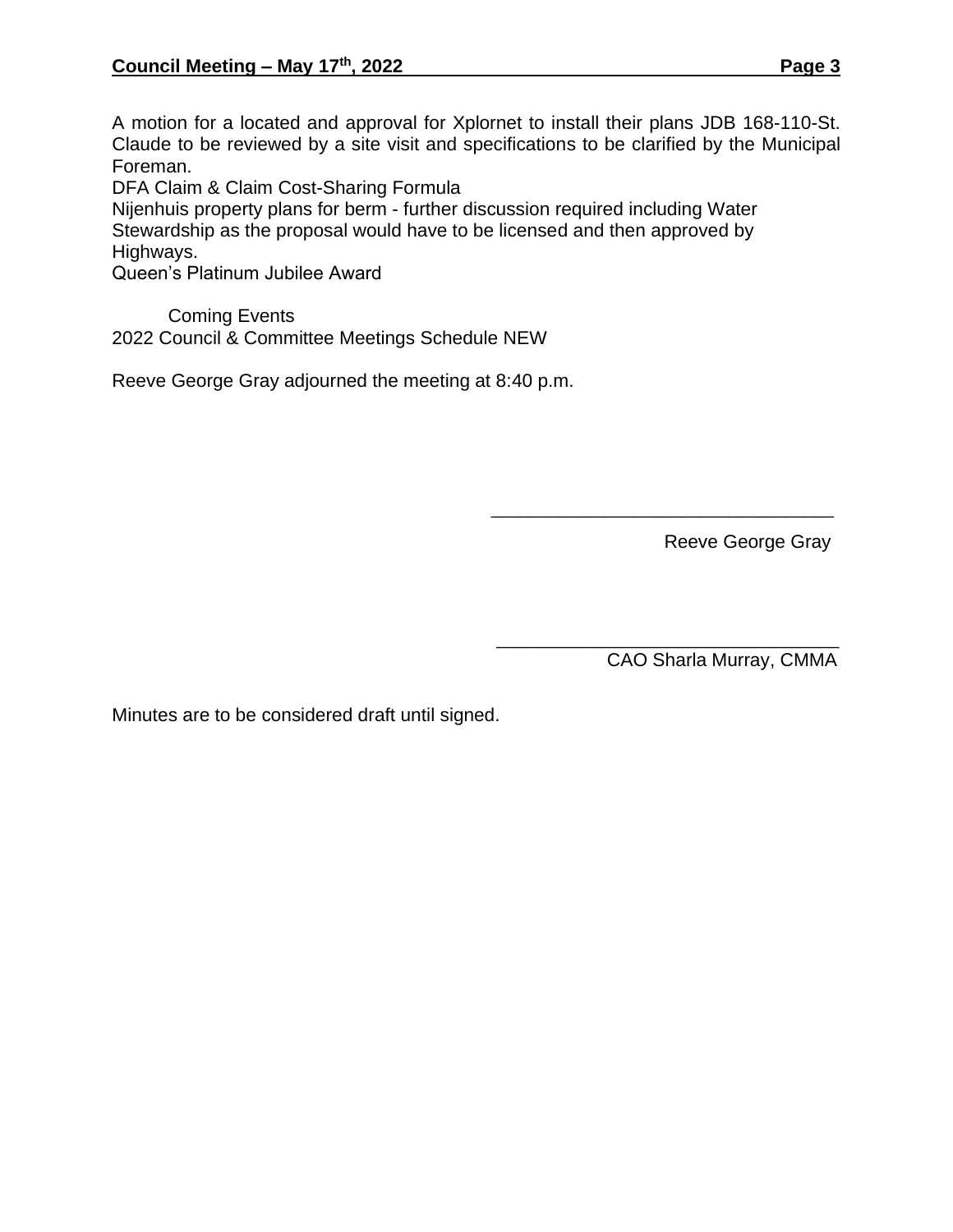A motion for a located and approval for Xplornet to install their plans JDB 168-110-St. Claude to be reviewed by a site visit and specifications to be clarified by the Municipal Foreman.

DFA Claim & Claim Cost-Sharing Formula

Nijenhuis property plans for berm - further discussion required including Water Stewardship as the proposal would have to be licensed and then approved by Highways.

Queen's Platinum Jubilee Award

Coming Events

2022 Council & Committee Meetings Schedule NEW

Reeve George Gray adjourned the meeting at 8:40 p.m.

\_\_\_\_\_\_\_\_\_\_\_\_\_\_\_\_\_\_\_\_\_\_\_\_\_\_\_\_\_\_\_\_\_\_

Reeve George Gray

\_\_\_\_\_\_\_\_\_\_\_\_\_\_\_\_\_\_\_\_\_\_\_\_\_\_\_\_\_\_\_\_\_\_

CAO Sharla Murray, CMMA

Minutes are to be considered draft until signed.